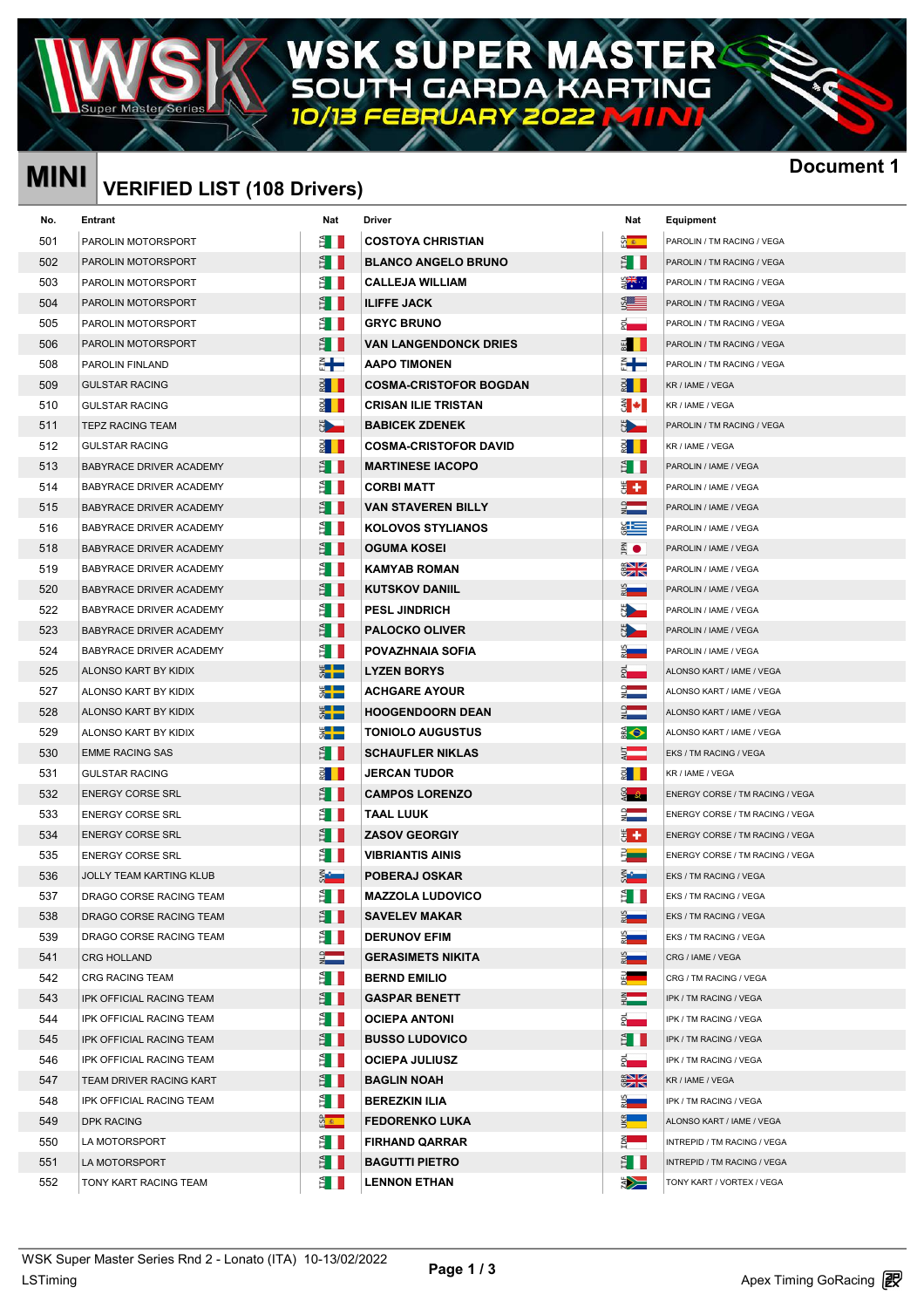# WSK SUPER MASTER
## SOUTH GARDA KARTING
## 10/13 FEBRUARY 2022 MINI

# MINI

## VERIFIED LIST (108 Drivers)

**Document 1**

| No. | Entrant | Nat | Driver | Nat | Equipment |
|---|---|---|---|---|---|
| 501 | PAROLIN MOTORSPORT | ITA | COSTOYA CHRISTIAN | ESP | PAROLIN / TM RACING / VEGA |
| 502 | PAROLIN MOTORSPORT | ITA | BLANCO ANGELO BRUNO | ITA | PAROLIN / TM RACING / VEGA |
| 503 | PAROLIN MOTORSPORT | ITA | CALLEJA WILLIAM | AUS | PAROLIN / TM RACING / VEGA |
| 504 | PAROLIN MOTORSPORT | ITA | ILIFFE JACK | USA | PAROLIN / TM RACING / VEGA |
| 505 | PAROLIN MOTORSPORT | ITA | GRYC BRUNO | POL | PAROLIN / TM RACING / VEGA |
| 506 | PAROLIN MOTORSPORT | ITA | VAN LANGENDONCK DRIES | BEL | PAROLIN / TM RACING / VEGA |
| 508 | PAROLIN FINLAND | FIN | AAPO TIMONEN | FIN | PAROLIN / TM RACING / VEGA |
| 509 | GULSTAR RACING | ROU | COSMA-CRISTOFOR BOGDAN | ROU | KR / IAME / VEGA |
| 510 | GULSTAR RACING | ROU | CRISAN ILIE TRISTAN | CAN | KR / IAME / VEGA |
| 511 | TEPZ RACING TEAM | CZE | BABICEK ZDENEK | CZE | PAROLIN / TM RACING / VEGA |
| 512 | GULSTAR RACING | ROU | COSMA-CRISTOFOR DAVID | ROU | KR / IAME / VEGA |
| 513 | BABYRACE DRIVER ACADEMY | ITA | MARTINESE IACOPO | ITA | PAROLIN / IAME / VEGA |
| 514 | BABYRACE DRIVER ACADEMY | ITA | CORBI MATT | CHE | PAROLIN / IAME / VEGA |
| 515 | BABYRACE DRIVER ACADEMY | ITA | VAN STAVEREN BILLY | NLD | PAROLIN / IAME / VEGA |
| 516 | BABYRACE DRIVER ACADEMY | ITA | KOLOVOS STYLIANOS | GRC | PAROLIN / IAME / VEGA |
| 518 | BABYRACE DRIVER ACADEMY | ITA | OGUMA KOSEI | JPN | PAROLIN / IAME / VEGA |
| 519 | BABYRACE DRIVER ACADEMY | ITA | KAMYAB ROMAN | GBR | PAROLIN / IAME / VEGA |
| 520 | BABYRACE DRIVER ACADEMY | ITA | KUTSKOV DANIIL | RUS | PAROLIN / IAME / VEGA |
| 522 | BABYRACE DRIVER ACADEMY | ITA | PESL JINDRICH | CZE | PAROLIN / IAME / VEGA |
| 523 | BABYRACE DRIVER ACADEMY | ITA | PALOCKO OLIVER | CZE | PAROLIN / IAME / VEGA |
| 524 | BABYRACE DRIVER ACADEMY | ITA | POVAZHNAIA SOFIA | RUS | PAROLIN / IAME / VEGA |
| 525 | ALONSO KART BY KIDIX | SWE | LYZEN BORYS | POL | ALONSO KART / IAME / VEGA |
| 527 | ALONSO KART BY KIDIX | SWE | ACHGARE AYOUR | NLD | ALONSO KART / IAME / VEGA |
| 528 | ALONSO KART BY KIDIX | SWE | HOOGENDOORN DEAN | NLD | ALONSO KART / IAME / VEGA |
| 529 | ALONSO KART BY KIDIX | SWE | TONIOLO AUGUSTUS | BRA | ALONSO KART / IAME / VEGA |
| 530 | EMME RACING SAS | ITA | SCHAUFLER NIKLAS | AUT | EKS / TM RACING / VEGA |
| 531 | GULSTAR RACING | ROU | JERCAN TUDOR | ROU | KR / IAME / VEGA |
| 532 | ENERGY CORSE SRL | ITA | CAMPOS LORENZO | AGO | ENERGY CORSE / TM RACING / VEGA |
| 533 | ENERGY CORSE SRL | ITA | TAAL LUUK | NLD | ENERGY CORSE / TM RACING / VEGA |
| 534 | ENERGY CORSE SRL | ITA | ZASOV GEORGIY | CHE | ENERGY CORSE / TM RACING / VEGA |
| 535 | ENERGY CORSE SRL | ITA | VIBRIANTIS AINIS | LTU | ENERGY CORSE / TM RACING / VEGA |
| 536 | JOLLY TEAM KARTING KLUB | SVN | POBERAJ OSKAR | SVN | EKS / TM RACING / VEGA |
| 537 | DRAGO CORSE RACING TEAM | ITA | MAZZOLA LUDOVICO | ITA | EKS / TM RACING / VEGA |
| 538 | DRAGO CORSE RACING TEAM | ITA | SAVELEV MAKAR | RUS | EKS / TM RACING / VEGA |
| 539 | DRAGO CORSE RACING TEAM | ITA | DERUNOV EFIM | RUS | EKS / TM RACING / VEGA |
| 541 | CRG HOLLAND | NLD | GERASIMETS NIKITA | RUS | CRG / IAME / VEGA |
| 542 | CRG RACING TEAM | ITA | BERND EMILIO | DEU | CRG / TM RACING / VEGA |
| 543 | IPK OFFICIAL RACING TEAM | ITA | GASPAR BENETT | HUN | IPK / TM RACING / VEGA |
| 544 | IPK OFFICIAL RACING TEAM | ITA | OCIEPA ANTONI | POL | IPK / TM RACING / VEGA |
| 545 | IPK OFFICIAL RACING TEAM | ITA | BUSSO LUDOVICO | ITA | IPK / TM RACING / VEGA |
| 546 | IPK OFFICIAL RACING TEAM | ITA | OCIEPA JULIUSZ | POL | IPK / TM RACING / VEGA |
| 547 | TEAM DRIVER RACING KART | ITA | BAGLIN NOAH | GBR | KR / IAME / VEGA |
| 548 | IPK OFFICIAL RACING TEAM | ITA | BEREZKIN ILIA | RUS | IPK / TM RACING / VEGA |
| 549 | DPK RACING | ESP | FEDORENKO LUKA | UKR | ALONSO KART / IAME / VEGA |
| 550 | LA MOTORSPORT | ITA | FIRHAND QARRAR | IDN | INTREPID / TM RACING / VEGA |
| 551 | LA MOTORSPORT | ITA | BAGUTTI PIETRO | ITA | INTREPID / TM RACING / VEGA |
| 552 | TONY KART RACING TEAM | ITA | LENNON ETHAN | ZAF | TONY KART / VORTEX / VEGA |

WSK Super Master Series Rnd 2 - Lonato (ITA) 10-13/02/2022
LSTiming
Apex Timing GoRacing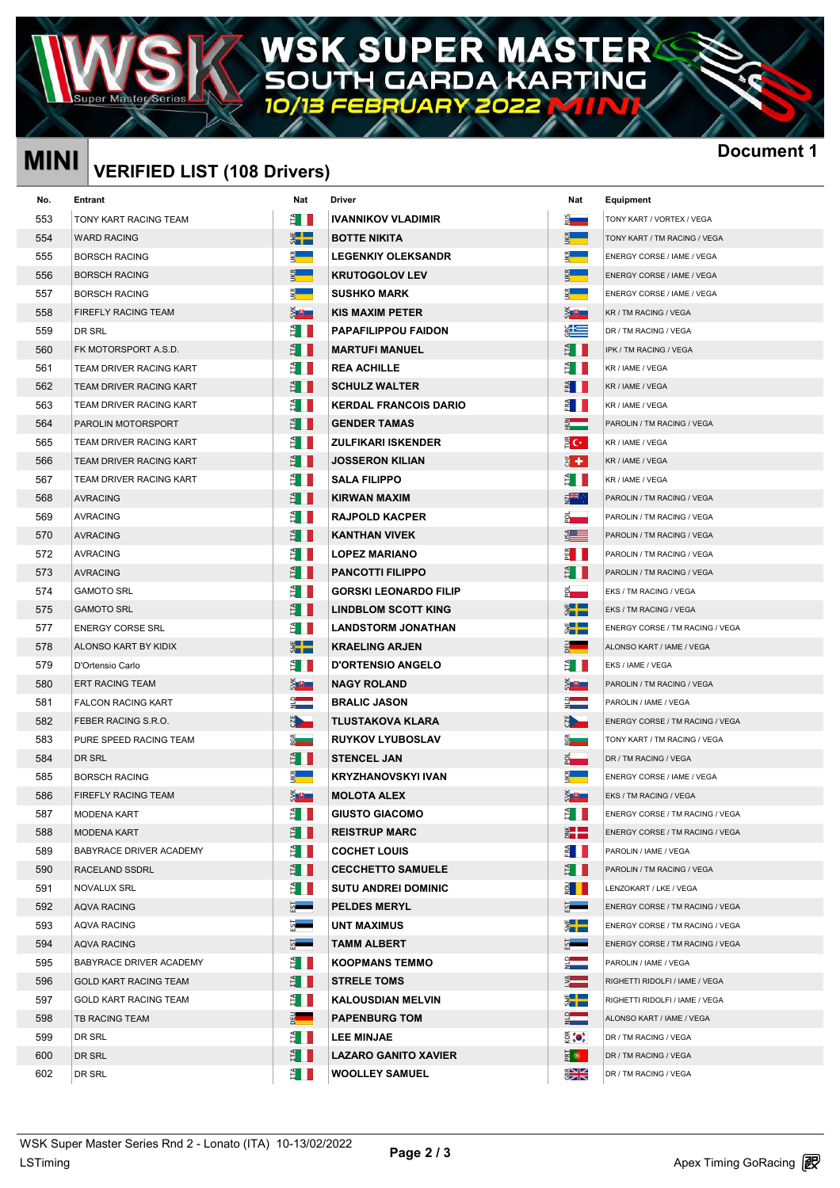# WSK SUPER MASTER
## SOUTH GARDA KARTING
### 10/13 FEBRUARY 2022 MINI

**MINI** — **Document 1**

## VERIFIED LIST (108 Drivers)

| No. | Entrant | Nat | Driver | Nat | Equipment |
|---|---|---|---|---|---|
| 553 | TONY KART RACING TEAM | ITA | IVANNIKOV VLADIMIR | RUS | TONY KART / VORTEX / VEGA |
| 554 | WARD RACING | SWE | BOTTE NIKITA | UKR | TONY KART / TM RACING / VEGA |
| 555 | BORSCH RACING | UKR | LEGENKIY OLEKSANDR | UKR | ENERGY CORSE / IAME / VEGA |
| 556 | BORSCH RACING | UKR | KRUTOGOLOV LEV | UKR | ENERGY CORSE / IAME / VEGA |
| 557 | BORSCH RACING | UKR | SUSHKO MARK | UKR | ENERGY CORSE / IAME / VEGA |
| 558 | FIREFLY RACING TEAM | SVK | KIS MAXIM PETER | SVK | KR / TM RACING / VEGA |
| 559 | DR SRL | ITA | PAPAFILIPPOU FAIDON | GRC | DR / TM RACING / VEGA |
| 560 | FK MOTORSPORT A.S.D. | ITA | MARTUFI MANUEL | ITA | IPK / TM RACING / VEGA |
| 561 | TEAM DRIVER RACING KART | ITA | REA ACHILLE | ITA | KR / IAME / VEGA |
| 562 | TEAM DRIVER RACING KART | ITA | SCHULZ WALTER | FRA | KR / IAME / VEGA |
| 563 | TEAM DRIVER RACING KART | ITA | KERDAL FRANCOIS DARIO | FRA | KR / IAME / VEGA |
| 564 | PAROLIN MOTORSPORT | ITA | GENDER TAMAS | HUN | PAROLIN / TM RACING / VEGA |
| 565 | TEAM DRIVER RACING KART | ITA | ZULFIKARI ISKENDER | TUR | KR / IAME / VEGA |
| 566 | TEAM DRIVER RACING KART | ITA | JOSSERON KILIAN | CHE | KR / IAME / VEGA |
| 567 | TEAM DRIVER RACING KART | ITA | SALA FILIPPO | ITA | KR / IAME / VEGA |
| 568 | AVRACING | ITA | KIRWAN MAXIM | NZL | PAROLIN / TM RACING / VEGA |
| 569 | AVRACING | ITA | RAJPOLD KACPER | POL | PAROLIN / TM RACING / VEGA |
| 570 | AVRACING | ITA | KANTHAN VIVEK | USA | PAROLIN / TM RACING / VEGA |
| 572 | AVRACING | ITA | LOPEZ MARIANO | PER | PAROLIN / TM RACING / VEGA |
| 573 | AVRACING | ITA | PANCOTTI FILIPPO | ITA | PAROLIN / TM RACING / VEGA |
| 574 | GAMOTO SRL | ITA | GORSKI LEONARDO FILIP | POL | EKS / TM RACING / VEGA |
| 575 | GAMOTO SRL | ITA | LINDBLOM SCOTT KING | SWE | EKS / TM RACING / VEGA |
| 577 | ENERGY CORSE SRL | ITA | LANDSTORM JONATHAN | SWE | ENERGY CORSE / TM RACING / VEGA |
| 578 | ALONSO KART BY KIDIX | SWE | KRAELING ARJEN | DEU | ALONSO KART / IAME / VEGA |
| 579 | D'Ortensio Carlo | ITA | D'ORTENSIO ANGELO | ITA | EKS / IAME / VEGA |
| 580 | ERT RACING TEAM | SVK | NAGY ROLAND | SVK | PAROLIN / TM RACING / VEGA |
| 581 | FALCON RACING KART | NLD | BRALIC JASON | NLD | PAROLIN / IAME / VEGA |
| 582 | FEBER RACING S.R.O. | CZE | TLUSTAKOVA KLARA | CZE | ENERGY CORSE / TM RACING / VEGA |
| 583 | PURE SPEED RACING TEAM | BGR | RUYKOV LYUBOSLAV | BGR | TONY KART / TM RACING / VEGA |
| 584 | DR SRL | ITA | STENCEL JAN | POL | DR / TM RACING / VEGA |
| 585 | BORSCH RACING | UKR | KRYZHANOVSKYI IVAN | UKR | ENERGY CORSE / IAME / VEGA |
| 586 | FIREFLY RACING TEAM | SVK | MOLOTA ALEX | SVK | EKS / TM RACING / VEGA |
| 587 | MODENA KART | ITA | GIUSTO GIACOMO | ITA | ENERGY CORSE / TM RACING / VEGA |
| 588 | MODENA KART | ITA | REISTRUP MARC | DNK | ENERGY CORSE / TM RACING / VEGA |
| 589 | BABYRACE DRIVER ACADEMY | ITA | COCHET LOUIS | FRA | PAROLIN / IAME / VEGA |
| 590 | RACELAND SSDRL | ITA | CECCHETTO SAMUELE | ITA | PAROLIN / TM RACING / VEGA |
| 591 | NOVALUX SRL | ITA | SUTU ANDREI DOMINIC | ROU | LENZOKART / LKE / VEGA |
| 592 | AQVA RACING | EST | PELDES MERYL | EST | ENERGY CORSE / TM RACING / VEGA |
| 593 | AQVA RACING | EST | UNT MAXIMUS | SWE | ENERGY CORSE / TM RACING / VEGA |
| 594 | AQVA RACING | EST | TAMM ALBERT | EST | ENERGY CORSE / TM RACING / VEGA |
| 595 | BABYRACE DRIVER ACADEMY | ITA | KOOPMANS TEMMO | NLD | PAROLIN / IAME / VEGA |
| 596 | GOLD KART RACING TEAM | ITA | STRELE TOMS | LVA | RIGHETTI RIDOLFI / IAME / VEGA |
| 597 | GOLD KART RACING TEAM | ITA | KALOUSDIAN MELVIN | SWE | RIGHETTI RIDOLFI / IAME / VEGA |
| 598 | TB RACING TEAM | DEU | PAPENBURG TOM | NLD | ALONSO KART / IAME / VEGA |
| 599 | DR SRL | ITA | LEE MINJAE | KOR | DR / TM RACING / VEGA |
| 600 | DR SRL | ITA | LAZARO GANITO XAVIER | PRT | DR / TM RACING / VEGA |
| 602 | DR SRL | ITA | WOOLLEY SAMUEL | GBR | DR / TM RACING / VEGA |

WSK Super Master Series Rnd 2 - Lonato (ITA) 10-13/02/2022

LSTiming

Apex Timing GoRacing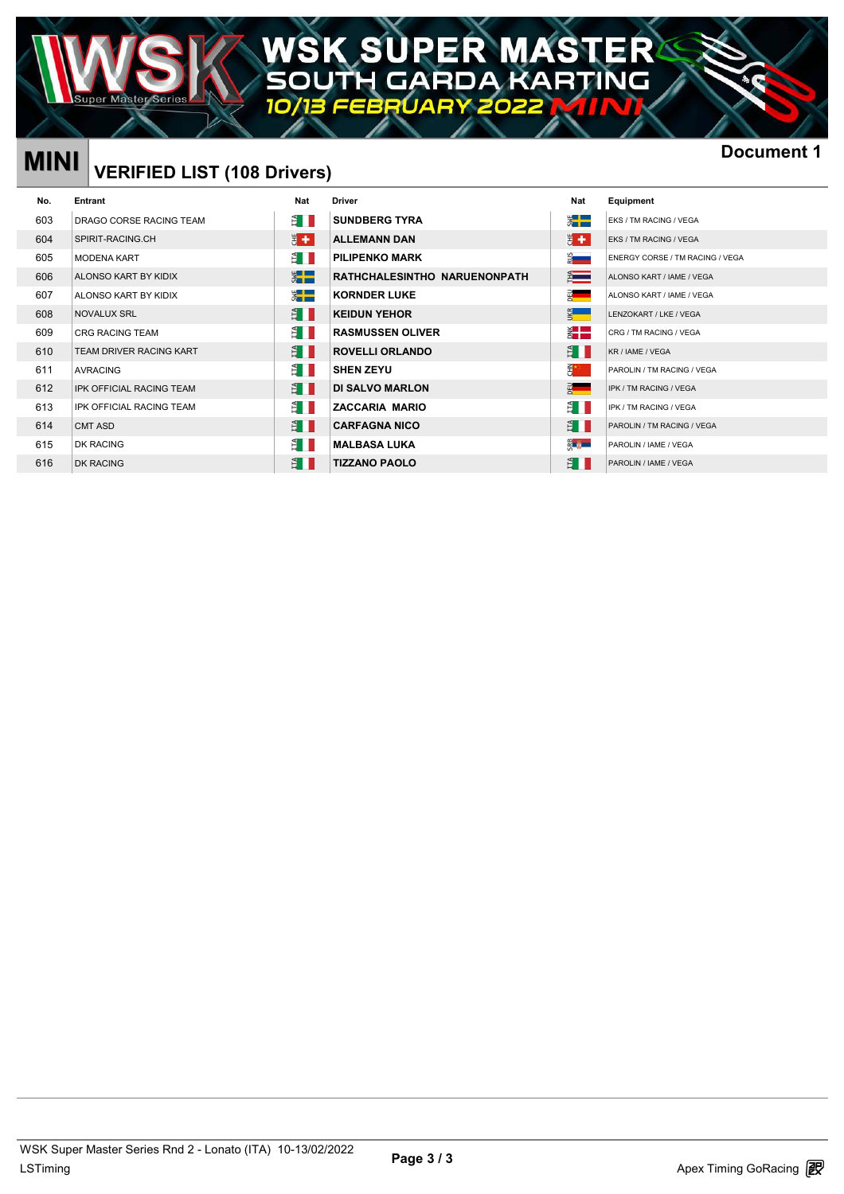# WSK SUPER MASTER
## SOUTH GARDA KARTING
### 10/13 FEBRUARY 2022 MINI

**MINI** **Document 1**

## VERIFIED LIST (108 Drivers)

| No. | Entrant | Nat | Driver | Nat | Equipment |
|---|---|---|---|---|---|
| 603 | DRAGO CORSE RACING TEAM | ITA | **SUNDBERG TYRA** | SWE | EKS / TM RACING / VEGA |
| 604 | SPIRIT-RACING.CH | CHE | **ALLEMANN DAN** | CHE | EKS / TM RACING / VEGA |
| 605 | MODENA KART | ITA | **PILIPENKO MARK** | RUS | ENERGY CORSE / TM RACING / VEGA |
| 606 | ALONSO KART BY KIDIX | SWE | **RATHCHALESINTHO NARUENONPATH** | THA | ALONSO KART / IAME / VEGA |
| 607 | ALONSO KART BY KIDIX | SWE | **KORNDER LUKE** | DEU | ALONSO KART / IAME / VEGA |
| 608 | NOVALUX SRL | ITA | **KEIDUN YEHOR** | UKR | LENZOKART / LKE / VEGA |
| 609 | CRG RACING TEAM | ITA | **RASMUSSEN OLIVER** | DNK | CRG / TM RACING / VEGA |
| 610 | TEAM DRIVER RACING KART | ITA | **ROVELLI ORLANDO** | ITA | KR / IAME / VEGA |
| 611 | AVRACING | ITA | **SHEN ZEYU** | CHN | PAROLIN / TM RACING / VEGA |
| 612 | IPK OFFICIAL RACING TEAM | ITA | **DI SALVO MARLON** | DEU | IPK / TM RACING / VEGA |
| 613 | IPK OFFICIAL RACING TEAM | ITA | **ZACCARIA MARIO** | ITA | IPK / TM RACING / VEGA |
| 614 | CMT ASD | ITA | **CARFAGNA NICO** | ITA | PAROLIN / TM RACING / VEGA |
| 615 | DK RACING | ITA | **MALBASA LUKA** | SRB | PAROLIN / IAME / VEGA |
| 616 | DK RACING | ITA | **TIZZANO PAOLO** | ITA | PAROLIN / IAME / VEGA |

WSK Super Master Series Rnd 2 - Lonato (ITA) 10-13/02/2022
LSTiming

Apex Timing GoRacing